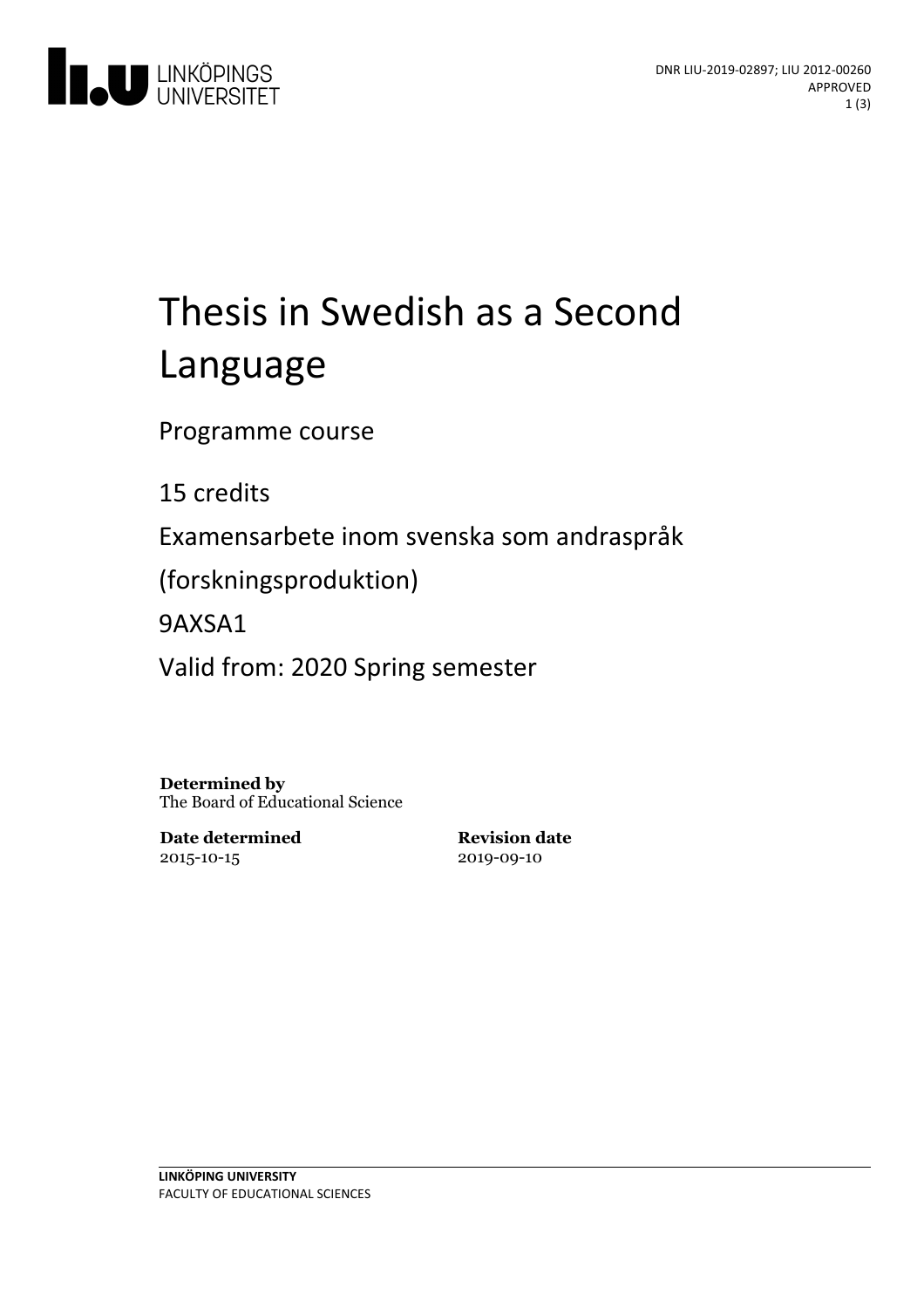DNR LIU-2019-02897; LIU 2012-00260
APPROVED

# Thesis in Swedish as a Second Language

Programme course

15 credits

Examensarbete inom svenska som andraspråk (forskningsproduktion)

9AXSA1

Valid from: 2020 Spring semester

**Determined by**
The Board of Educational Science

| **Date determined** | **Revision date** |
| --- | --- |
| 2015-10-15 | 2019-09-10 |

**LINKÖPING UNIVERSITY**
FACULTY OF EDUCATIONAL SCIENCES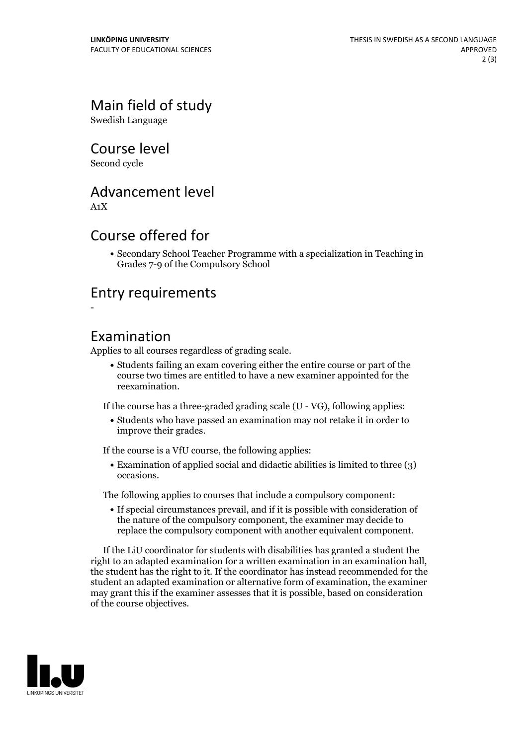# Main field of study

Swedish Language

# Course level

Second cycle

# Advancement level

A1X

# Course offered for

- Secondary School Teacher Programme with a specialization in Teaching in Grades 7-9 of the Compulsory School

# Entry requirements

-

# Examination

Applies to all courses regardless of grading scale.

- Students failing an exam covering either the entire course or part of the course two times are entitled to have a new examiner appointed for the reexamination.

If the course has a three-graded grading scale (U - VG), following applies:

- Students who have passed an examination may not retake it in order to improve their grades.

If the course is a VfU course, the following applies:

- Examination of applied social and didactic abilities is limited to three (3) occasions.

The following applies to courses that include a compulsory component:

- If special circumstances prevail, and if it is possible with consideration of the nature of the compulsory component, the examiner may decide to replace the compulsory component with another equivalent component.

If the LiU coordinator for students with disabilities has granted a student the right to an adapted examination for a written examination in an examination hall, the student has the right to it. If the coordinator has instead recommended for the student an adapted examination or alternative form of examination, the examiner may grant this if the examiner assesses that it is possible, based on consideration of the course objectives.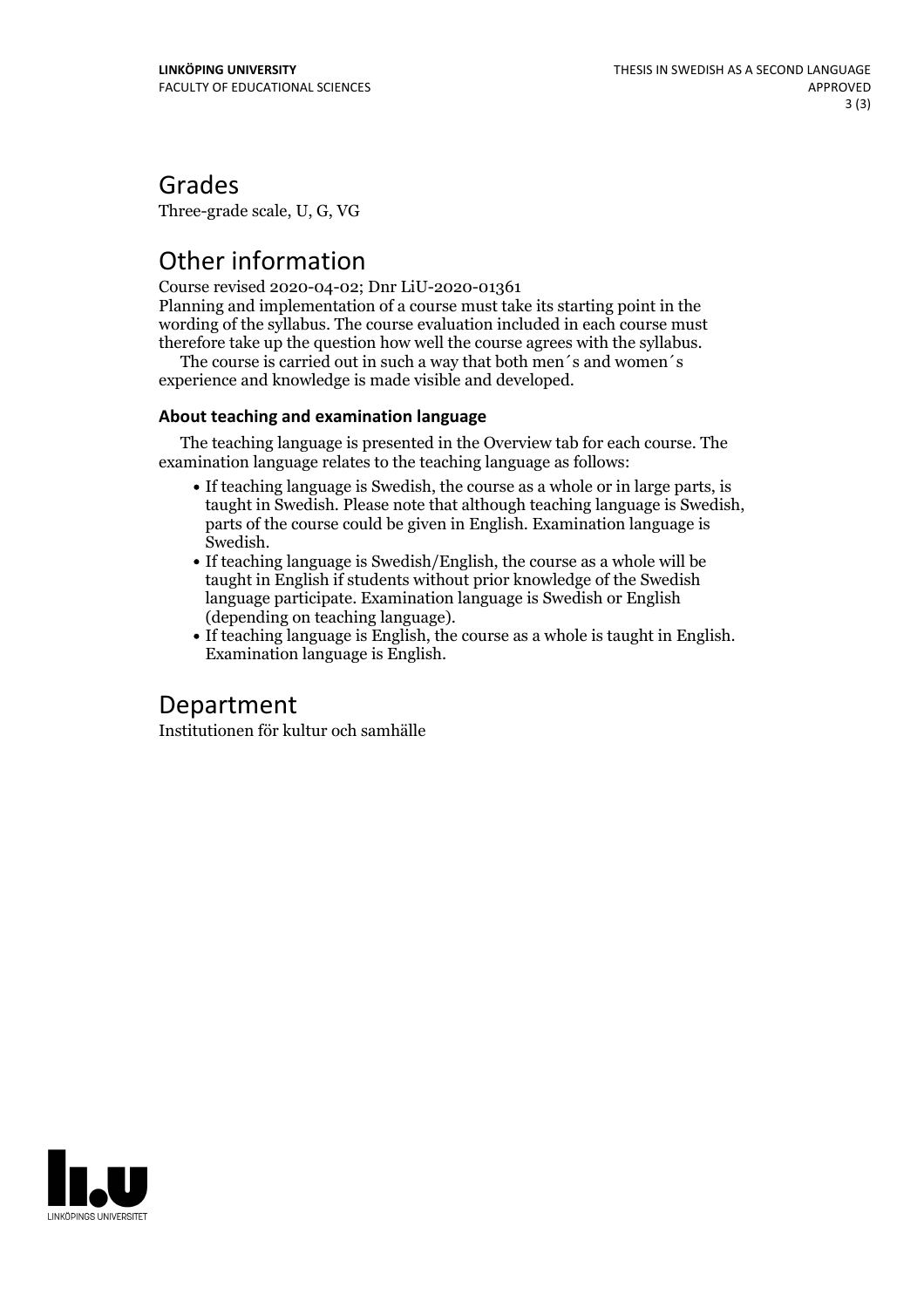## Grades

Three-grade scale, U, G, VG

## Other information

Course revised 2020-04-02; Dnr LiU-2020-01361

Planning and implementation of a course must take its starting point in the wording of the syllabus. The course evaluation included in each course must therefore take up the question how well the course agrees with the syllabus.

The course is carried out in such a way that both men´s and women´s experience and knowledge is made visible and developed.

### About teaching and examination language

The teaching language is presented in the Overview tab for each course. The examination language relates to the teaching language as follows:

- If teaching language is Swedish, the course as a whole or in large parts, is taught in Swedish. Please note that although teaching language is Swedish, parts of the course could be given in English. Examination language is Swedish.
- If teaching language is Swedish/English, the course as a whole will be taught in English if students without prior knowledge of the Swedish language participate. Examination language is Swedish or English (depending on teaching language).
- If teaching language is English, the course as a whole is taught in English. Examination language is English.

## Department

Institutionen för kultur och samhälle